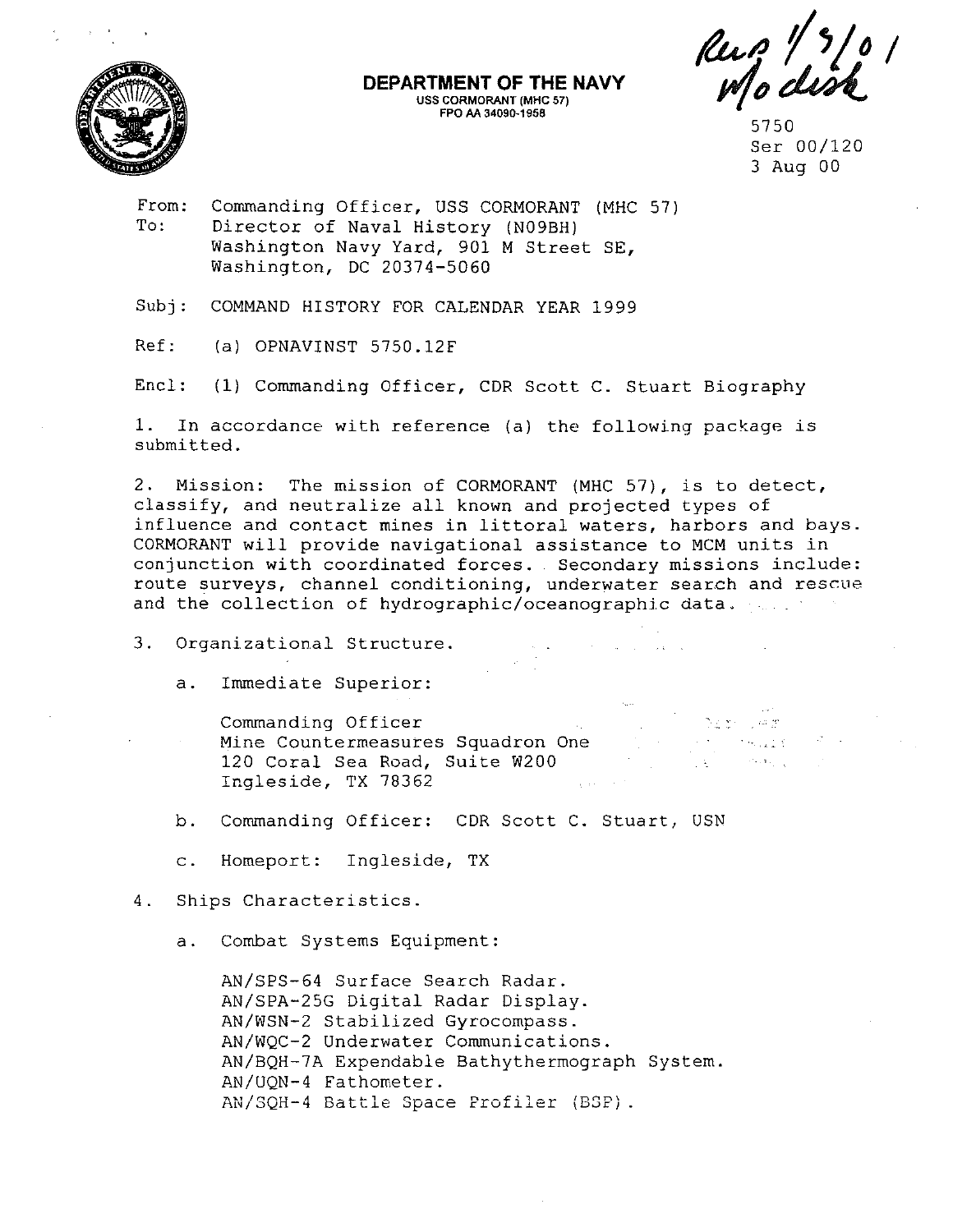**DEPARTMENT OF THE NAVY**
USS CORMORANT (MHC 57)
FPO AA 34090-1958

Rec'd 1/9/01
w/o disk

5750
Ser 00/120
3 Aug 00

From: Commanding Officer, USS CORMORANT (MHC 57)
To: Director of Naval History (N09BH)
Washington Navy Yard, 901 M Street SE,
Washington, DC 20374-5060

Subj: COMMAND HISTORY FOR CALENDAR YEAR 1999

Ref: (a) OPNAVINST 5750.12F

Encl: (1) Commanding Officer, CDR Scott C. Stuart Biography

1. In accordance with reference (a) the following package is submitted.

2. Mission: The mission of CORMORANT (MHC 57), is to detect, classify, and neutralize all known and projected types of influence and contact mines in littoral waters, harbors and bays. CORMORANT will provide navigational assistance to MCM units in conjunction with coordinated forces. Secondary missions include: route surveys, channel conditioning, underwater search and rescue and the collection of hydrographic/oceanographic data.

3. Organizational Structure.

   a. Immediate Superior:

      Commanding Officer
      Mine Countermeasures Squadron One
      120 Coral Sea Road, Suite W200
      Ingleside, TX 78362

   b. Commanding Officer: CDR Scott C. Stuart, USN

   c. Homeport: Ingleside, TX

4. Ships Characteristics.

   a. Combat Systems Equipment:

      AN/SPS-64 Surface Search Radar.
      AN/SPA-25G Digital Radar Display.
      AN/WSN-2 Stabilized Gyrocompass.
      AN/WQC-2 Underwater Communications.
      AN/BQH-7A Expendable Bathythermograph System.
      AN/UQN-4 Fathometer.
      AN/SQH-4 Battle Space Profiler (BSP).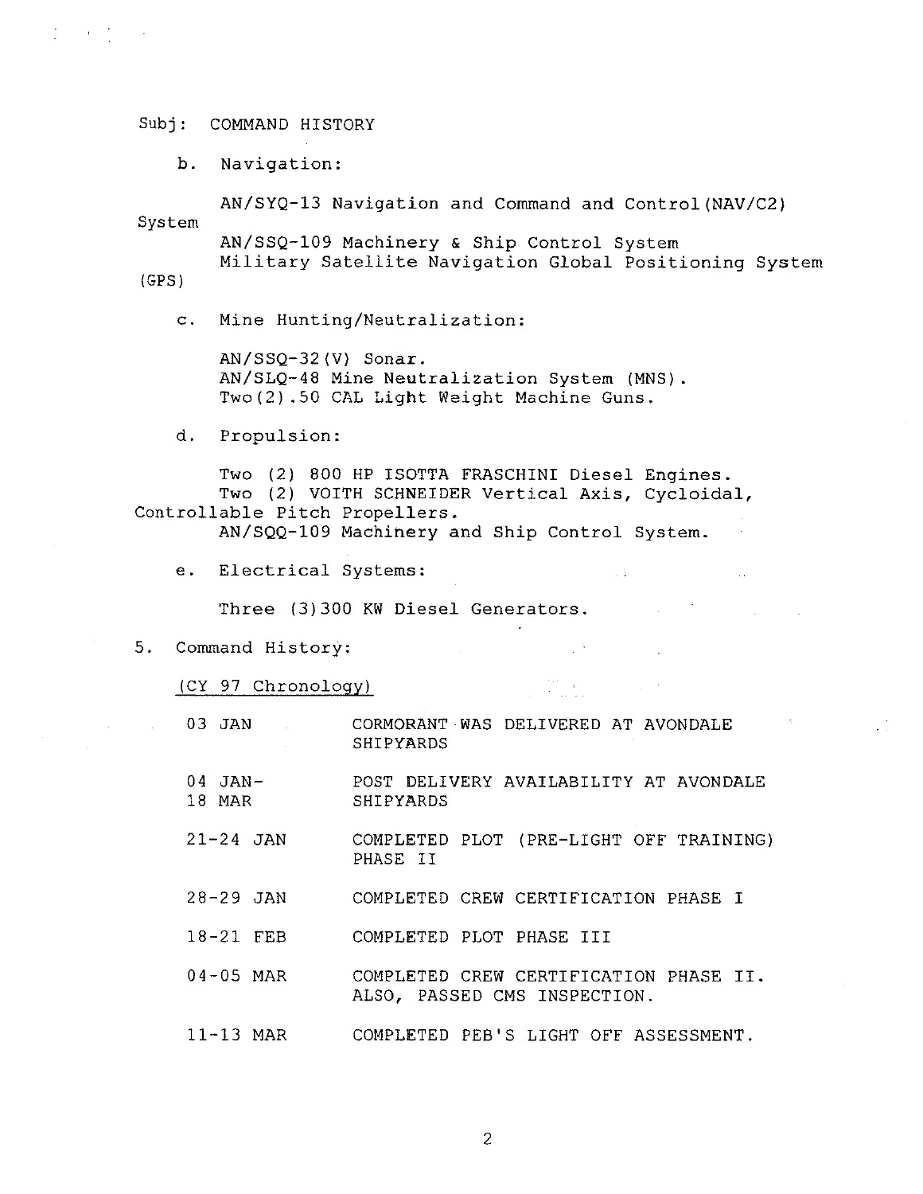Subj: COMMAND HISTORY

b. Navigation:

AN/SYQ-13 Navigation and Command and Control(NAV/C2) System
AN/SSQ-109 Machinery & Ship Control System
Military Satellite Navigation Global Positioning System (GPS)

c. Mine Hunting/Neutralization:

AN/SSQ-32(V) Sonar.
AN/SLQ-48 Mine Neutralization System (MNS).
Two(2).50 CAL Light Weight Machine Guns.

d. Propulsion:

Two (2) 800 HP ISOTTA FRASCHINI Diesel Engines.
Two (2) VOITH SCHNEIDER Vertical Axis, Cycloidal, Controllable Pitch Propellers.
AN/SQQ-109 Machinery and Ship Control System.

e. Electrical Systems:

Three (3)300 KW Diesel Generators.

5. Command History:

(CY 97 Chronology)

| | |
|---|---|
| 03 JAN | CORMORANT WAS DELIVERED AT AVONDALE SHIPYARDS |
| 04 JAN-18 MAR | POST DELIVERY AVAILABILITY AT AVONDALE SHIPYARDS |
| 21-24 JAN | COMPLETED PLOT (PRE-LIGHT OFF TRAINING) PHASE II |
| 28-29 JAN | COMPLETED CREW CERTIFICATION PHASE I |
| 18-21 FEB | COMPLETED PLOT PHASE III |
| 04-05 MAR | COMPLETED CREW CERTIFICATION PHASE II. ALSO, PASSED CMS INSPECTION. |
| 11-13 MAR | COMPLETED PEB'S LIGHT OFF ASSESSMENT. |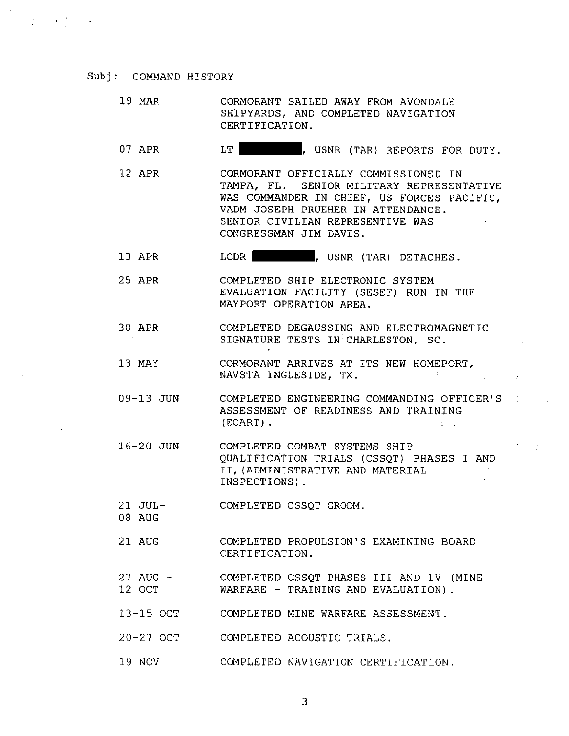Subj: COMMAND HISTORY

| | |
|---|---|
| 19 MAR | CORMORANT SAILED AWAY FROM AVONDALE SHIPYARDS, AND COMPLETED NAVIGATION CERTIFICATION. |
| 07 APR | LT ████████, USNR (TAR) REPORTS FOR DUTY. |
| 12 APR | CORMORANT OFFICIALLY COMMISSIONED IN TAMPA, FL. SENIOR MILITARY REPRESENTATIVE WAS COMMANDER IN CHIEF, US FORCES PACIFIC, VADM JOSEPH PRUEHER IN ATTENDANCE. SENIOR CIVILIAN REPRESENTIVE WAS CONGRESSMAN JIM DAVIS. |
| 13 APR | LCDR ████████, USNR (TAR) DETACHES. |
| 25 APR | COMPLETED SHIP ELECTRONIC SYSTEM EVALUATION FACILITY (SESEF) RUN IN THE MAYPORT OPERATION AREA. |
| 30 APR | COMPLETED DEGAUSSING AND ELECTROMAGNETIC SIGNATURE TESTS IN CHARLESTON, SC. |
| 13 MAY | CORMORANT ARRIVES AT ITS NEW HOMEPORT, NAVSTA INGLESIDE, TX. |
| 09-13 JUN | COMPLETED ENGINEERING COMMANDING OFFICER'S ASSESSMENT OF READINESS AND TRAINING (ECART). |
| 16-20 JUN | COMPLETED COMBAT SYSTEMS SHIP QUALIFICATION TRIALS (CSSQT) PHASES I AND II, (ADMINISTRATIVE AND MATERIAL INSPECTIONS). |
| 21 JUL-08 AUG | COMPLETED CSSQT GROOM. |
| 21 AUG | COMPLETED PROPULSION'S EXAMINING BOARD CERTIFICATION. |
| 27 AUG - 12 OCT | COMPLETED CSSQT PHASES III AND IV (MINE WARFARE - TRAINING AND EVALUATION). |
| 13-15 OCT | COMPLETED MINE WARFARE ASSESSMENT. |
| 20-27 OCT | COMPLETED ACOUSTIC TRIALS. |
| 19 NOV | COMPLETED NAVIGATION CERTIFICATION. |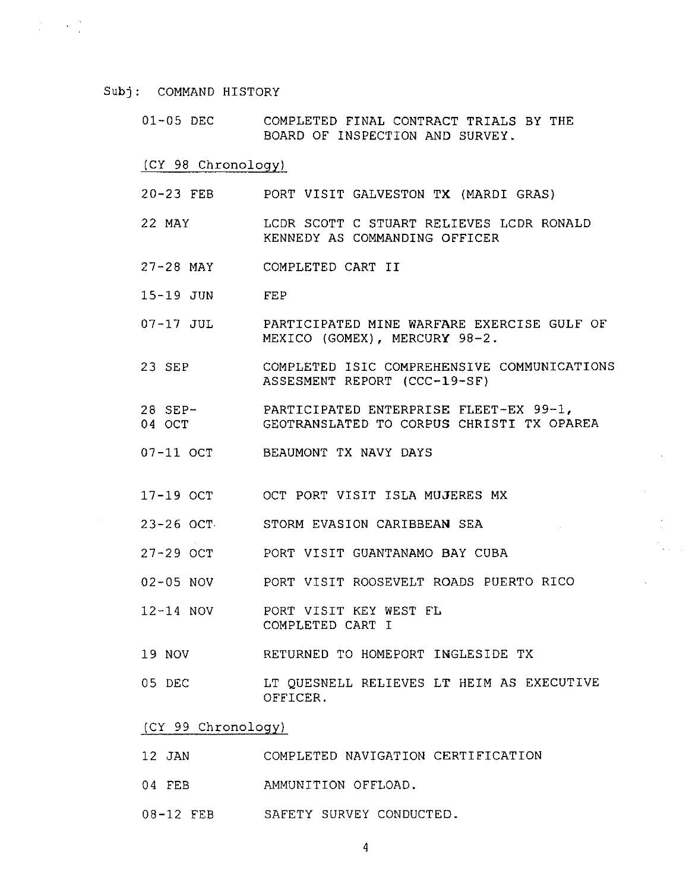Subj: COMMAND HISTORY

| | |
|---|---|
| 01-05 DEC | COMPLETED FINAL CONTRACT TRIALS BY THE BOARD OF INSPECTION AND SURVEY. |

<u>(CY 98 Chronology)</u>

| | |
|---|---|
| 20-23 FEB | PORT VISIT GALVESTON TX (MARDI GRAS) |
| 22 MAY | LCDR SCOTT C STUART RELIEVES LCDR RONALD KENNEDY AS COMMANDING OFFICER |
| 27-28 MAY | COMPLETED CART II |
| 15-19 JUN | FEP |
| 07-17 JUL | PARTICIPATED MINE WARFARE EXERCISE GULF OF MEXICO (GOMEX), MERCURY 98-2. |
| 23 SEP | COMPLETED ISIC COMPREHENSIVE COMMUNICATIONS ASSESMENT REPORT (CCC-19-SF) |
| 28 SEP-04 OCT | PARTICIPATED ENTERPRISE FLEET-EX 99-1, GEOTRANSLATED TO CORPUS CHRISTI TX OPAREA |
| 07-11 OCT | BEAUMONT TX NAVY DAYS |
| 17-19 OCT | OCT PORT VISIT ISLA MUJERES MX |
| 23-26 OCT | STORM EVASION CARIBBEAN SEA |
| 27-29 OCT | PORT VISIT GUANTANAMO BAY CUBA |
| 02-05 NOV | PORT VISIT ROOSEVELT ROADS PUERTO RICO |
| 12-14 NOV | PORT VISIT KEY WEST FL<br>COMPLETED CART I |
| 19 NOV | RETURNED TO HOMEPORT INGLESIDE TX |
| 05 DEC | LT QUESNELL RELIEVES LT HEIM AS EXECUTIVE OFFICER. |

<u>(CY 99 Chronology)</u>

| | |
|---|---|
| 12 JAN | COMPLETED NAVIGATION CERTIFICATION |
| 04 FEB | AMMUNITION OFFLOAD. |
| 08-12 FEB | SAFETY SURVEY CONDUCTED. |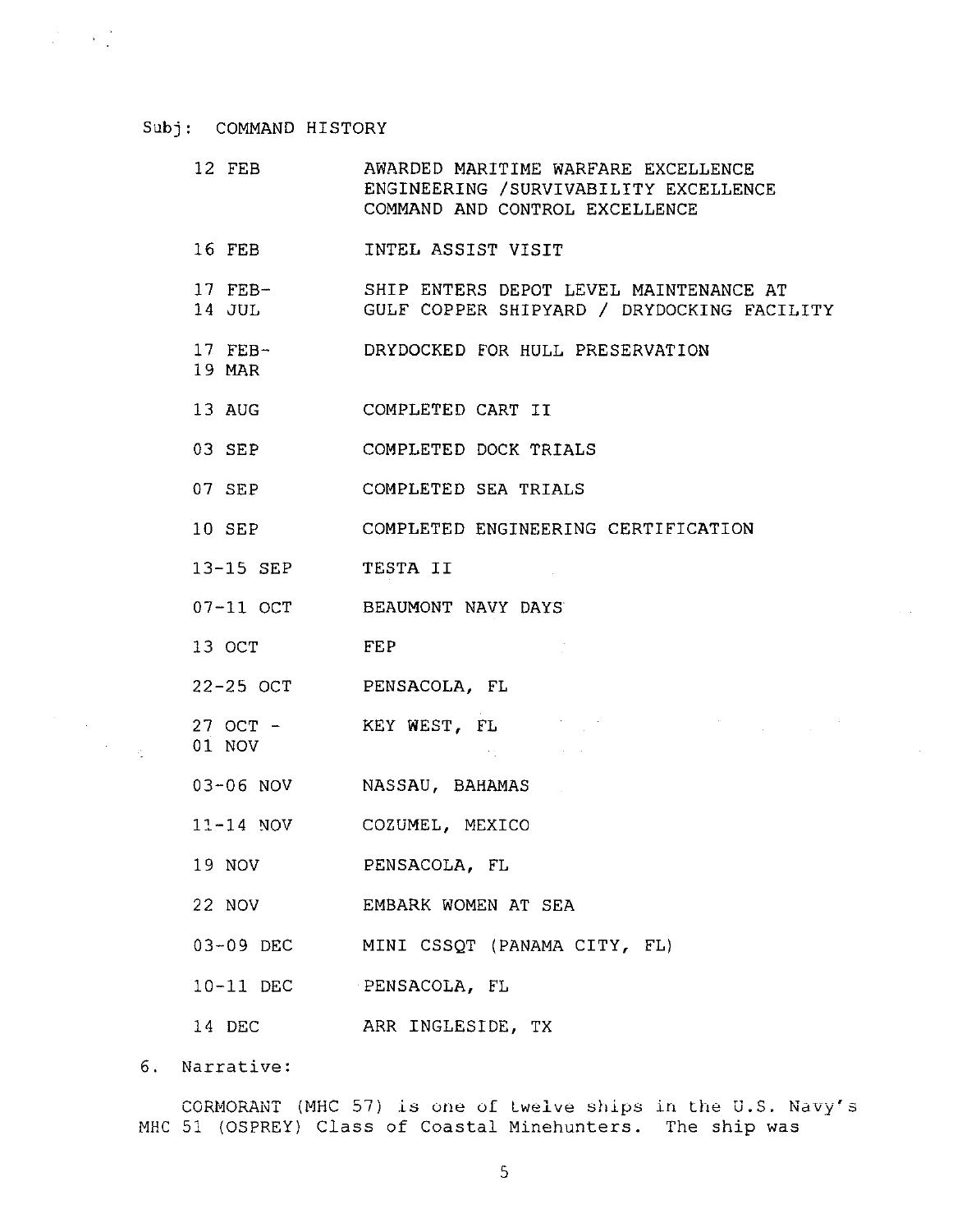Subj: COMMAND HISTORY

| | |
|---|---|
| 12 FEB | AWARDED MARITIME WARFARE EXCELLENCE ENGINEERING /SURVIVABILITY EXCELLENCE COMMAND AND CONTROL EXCELLENCE |
| 16 FEB | INTEL ASSIST VISIT |
| 17 FEB- 14 JUL | SHIP ENTERS DEPOT LEVEL MAINTENANCE AT GULF COPPER SHIPYARD / DRYDOCKING FACILITY |
| 17 FEB- 19 MAR | DRYDOCKED FOR HULL PRESERVATION |
| 13 AUG | COMPLETED CART II |
| 03 SEP | COMPLETED DOCK TRIALS |
| 07 SEP | COMPLETED SEA TRIALS |
| 10 SEP | COMPLETED ENGINEERING CERTIFICATION |
| 13-15 SEP | TESTA II |
| 07-11 OCT | BEAUMONT NAVY DAYS |
| 13 OCT | FEP |
| 22-25 OCT | PENSACOLA, FL |
| 27 OCT - 01 NOV | KEY WEST, FL |
| 03-06 NOV | NASSAU, BAHAMAS |
| 11-14 NOV | COZUMEL, MEXICO |
| 19 NOV | PENSACOLA, FL |
| 22 NOV | EMBARK WOMEN AT SEA |
| 03-09 DEC | MINI CSSQT (PANAMA CITY, FL) |
| 10-11 DEC | PENSACOLA, FL |
| 14 DEC | ARR INGLESIDE, TX |

6. Narrative:

CORMORANT (MHC 57) is one of twelve ships in the U.S. Navy's MHC 51 (OSPREY) Class of Coastal Minehunters. The ship was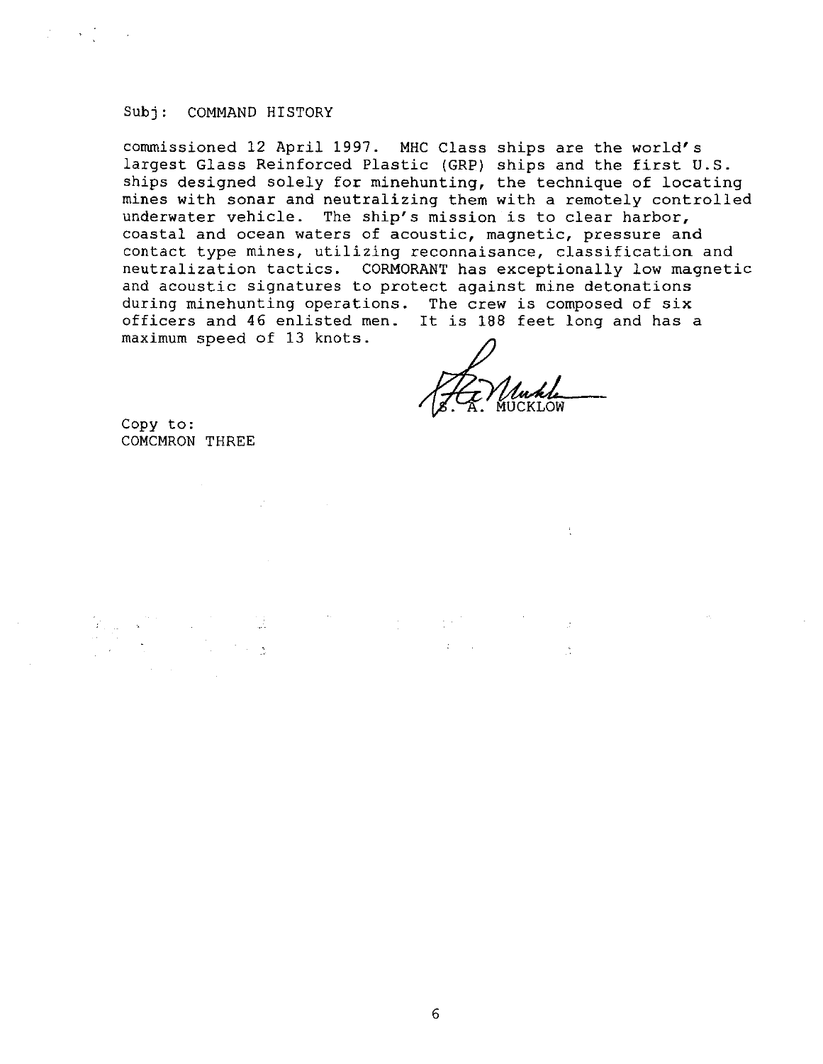Subj: COMMAND HISTORY

commissioned 12 April 1997. MHC Class ships are the world's largest Glass Reinforced Plastic (GRP) ships and the first U.S. ships designed solely for minehunting, the technique of locating mines with sonar and neutralizing them with a remotely controlled underwater vehicle. The ship's mission is to clear harbor, coastal and ocean waters of acoustic, magnetic, pressure and contact type mines, utilizing reconnaisance, classification and neutralization tactics. CORMORANT has exceptionally low magnetic and acoustic signatures to protect against mine detonations during minehunting operations. The crew is composed of six officers and 46 enlisted men. It is 188 feet long and has a maximum speed of 13 knots.

S. A. MUCKLOW

Copy to:
COMCMRON THREE